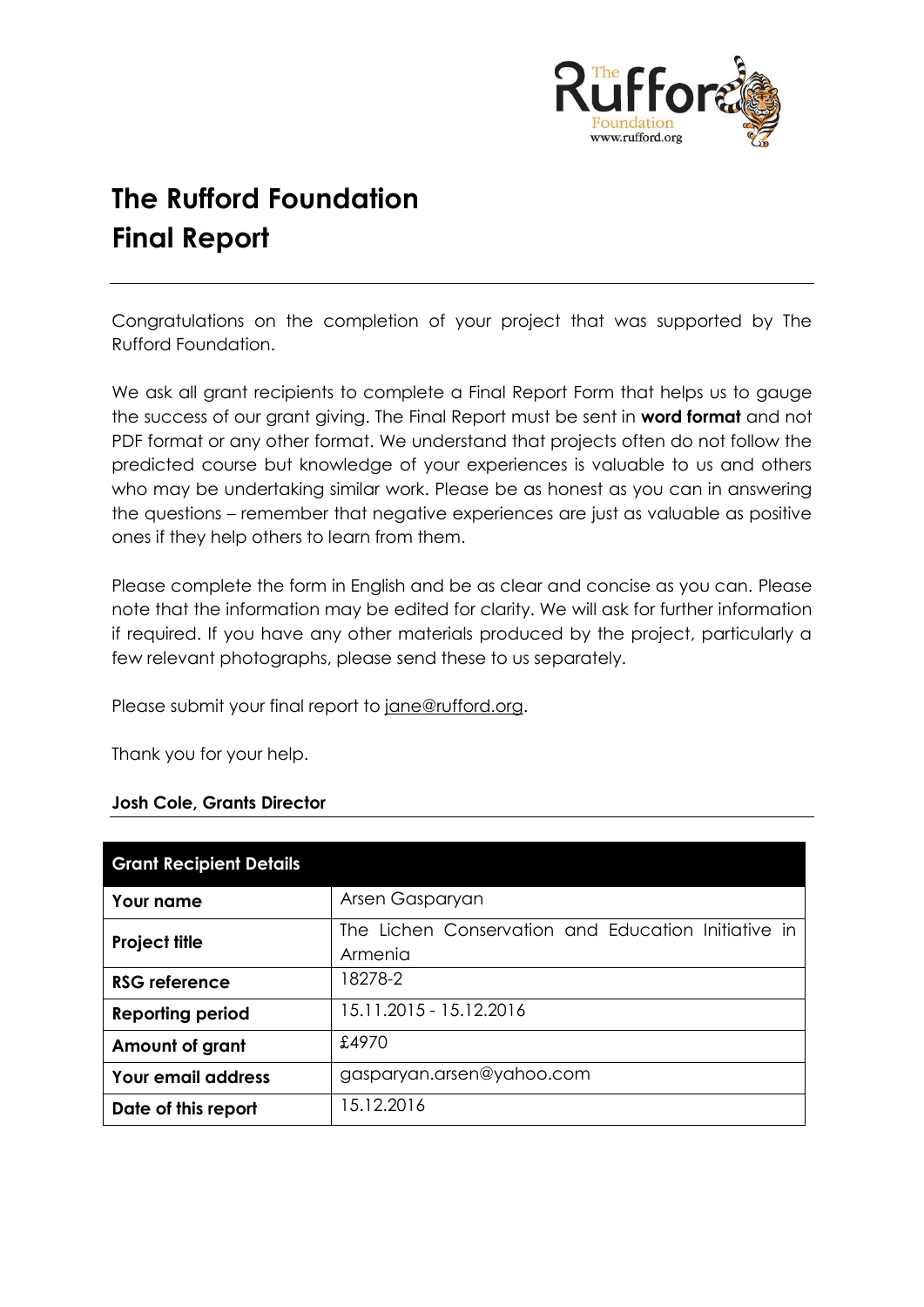# The Rufford Foundation
# Final Report

Congratulations on the completion of your project that was supported by The Rufford Foundation.

We ask all grant recipients to complete a Final Report Form that helps us to gauge the success of our grant giving. The Final Report must be sent in **word format** and not PDF format or any other format. We understand that projects often do not follow the predicted course but knowledge of your experiences is valuable to us and others who may be undertaking similar work. Please be as honest as you can in answering the questions – remember that negative experiences are just as valuable as positive ones if they help others to learn from them.

Please complete the form in English and be as clear and concise as you can. Please note that the information may be edited for clarity. We will ask for further information if required. If you have any other materials produced by the project, particularly a few relevant photographs, please send these to us separately.

Please submit your final report to jane@rufford.org.

Thank you for your help.

**Josh Cole, Grants Director**

| **Grant Recipient Details** | |
|---|---|
| **Your name** | Arsen Gasparyan |
| **Project title** | The Lichen Conservation and Education Initiative in Armenia |
| **RSG reference** | 18278-2 |
| **Reporting period** | 15.11.2015 - 15.12.2016 |
| **Amount of grant** | £4970 |
| **Your email address** | gasparyan.arsen@yahoo.com |
| **Date of this report** | 15.12.2016 |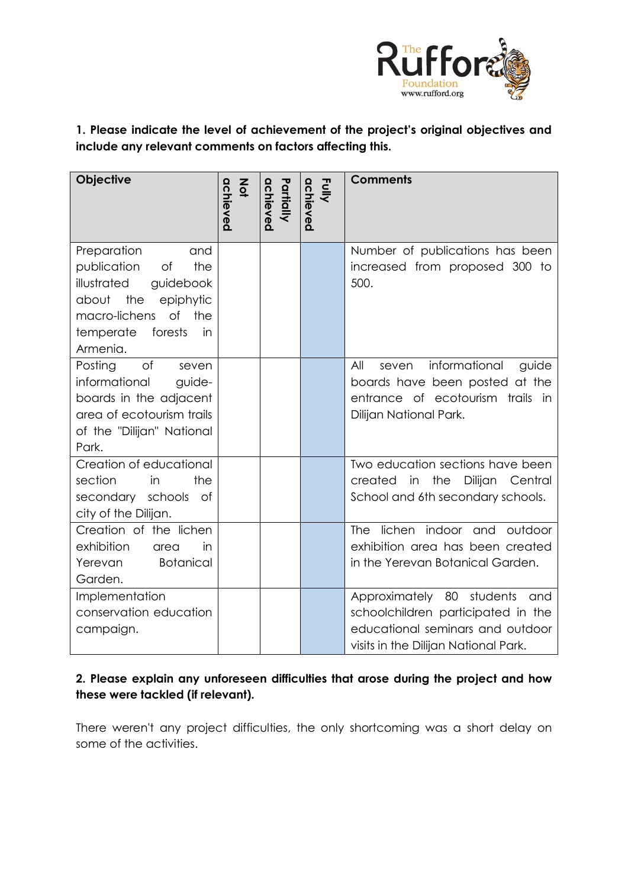**1. Please indicate the level of achievement of the project's original objectives and include any relevant comments on factors affecting this.**

| Objective | Not achieved | Partially achieved | Fully achieved | Comments |
|---|---|---|---|---|
| Preparation and publication of the illustrated guidebook about the epiphytic macro-lichens of the temperate forests in Armenia. | | | X | Number of publications has been increased from proposed 300 to 500. |
| Posting of seven informational guide-boards in the adjacent area of ecotourism trails of the "Dilijan" National Park. | | | X | All seven informational guide boards have been posted at the entrance of ecotourism trails in Dilijan National Park. |
| Creation of educational section in the secondary schools of city of the Dilijan. | | | X | Two education sections have been created in the Dilijan Central School and 6th secondary schools. |
| Creation of the lichen exhibition area in Yerevan Botanical Garden. | | | X | The lichen indoor and outdoor exhibition area has been created in the Yerevan Botanical Garden. |
| Implementation conservation education campaign. | | | X | Approximately 80 students and schoolchildren participated in the educational seminars and outdoor visits in the Dilijan National Park. |

**2. Please explain any unforeseen difficulties that arose during the project and how these were tackled (if relevant).**

There weren't any project difficulties, the only shortcoming was a short delay on some of the activities.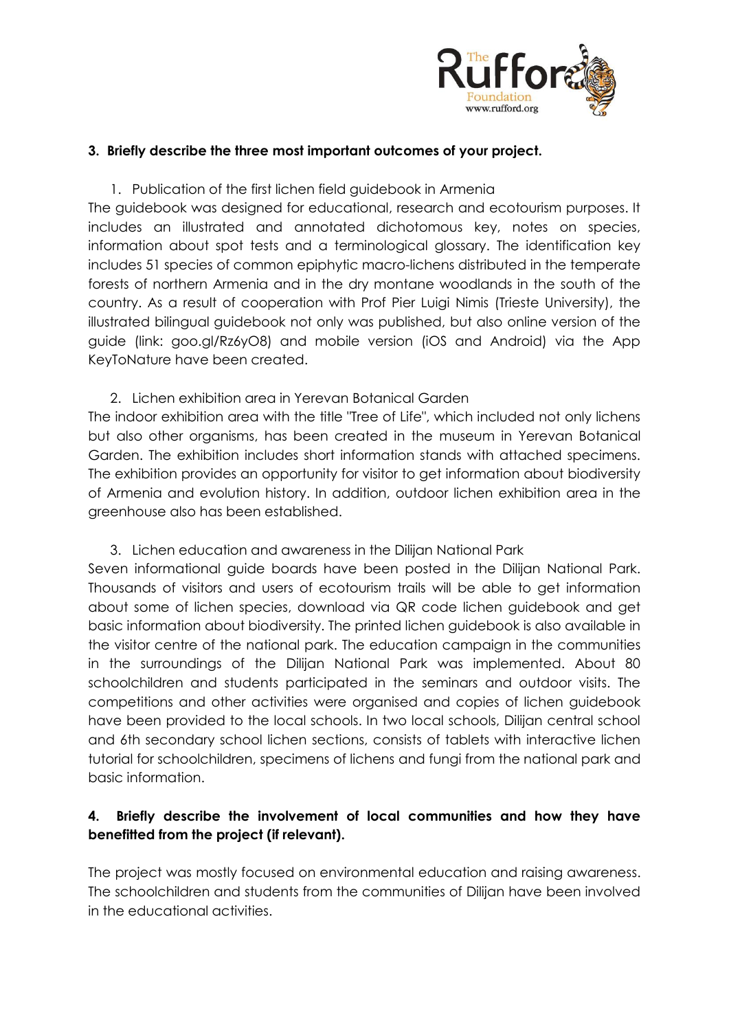**3. Briefly describe the three most important outcomes of your project.**

1. Publication of the first lichen field guidebook in Armenia

The guidebook was designed for educational, research and ecotourism purposes. It includes an illustrated and annotated dichotomous key, notes on species, information about spot tests and a terminological glossary. The identification key includes 51 species of common epiphytic macro-lichens distributed in the temperate forests of northern Armenia and in the dry montane woodlands in the south of the country. As a result of cooperation with Prof Pier Luigi Nimis (Trieste University), the illustrated bilingual guidebook not only was published, but also online version of the guide (link: goo.gl/Rz6yO8) and mobile version (iOS and Android) via the App KeyToNature have been created.

2. Lichen exhibition area in Yerevan Botanical Garden

The indoor exhibition area with the title "Tree of Life", which included not only lichens but also other organisms, has been created in the museum in Yerevan Botanical Garden. The exhibition includes short information stands with attached specimens. The exhibition provides an opportunity for visitor to get information about biodiversity of Armenia and evolution history. In addition, outdoor lichen exhibition area in the greenhouse also has been established.

3. Lichen education and awareness in the Dilijan National Park

Seven informational guide boards have been posted in the Dilijan National Park. Thousands of visitors and users of ecotourism trails will be able to get information about some of lichen species, download via QR code lichen guidebook and get basic information about biodiversity. The printed lichen guidebook is also available in the visitor centre of the national park. The education campaign in the communities in the surroundings of the Dilijan National Park was implemented. About 80 schoolchildren and students participated in the seminars and outdoor visits. The competitions and other activities were organised and copies of lichen guidebook have been provided to the local schools. In two local schools, Dilijan central school and 6th secondary school lichen sections, consists of tablets with interactive lichen tutorial for schoolchildren, specimens of lichens and fungi from the national park and basic information.

**4. Briefly describe the involvement of local communities and how they have benefitted from the project (if relevant).**

The project was mostly focused on environmental education and raising awareness. The schoolchildren and students from the communities of Dilijan have been involved in the educational activities.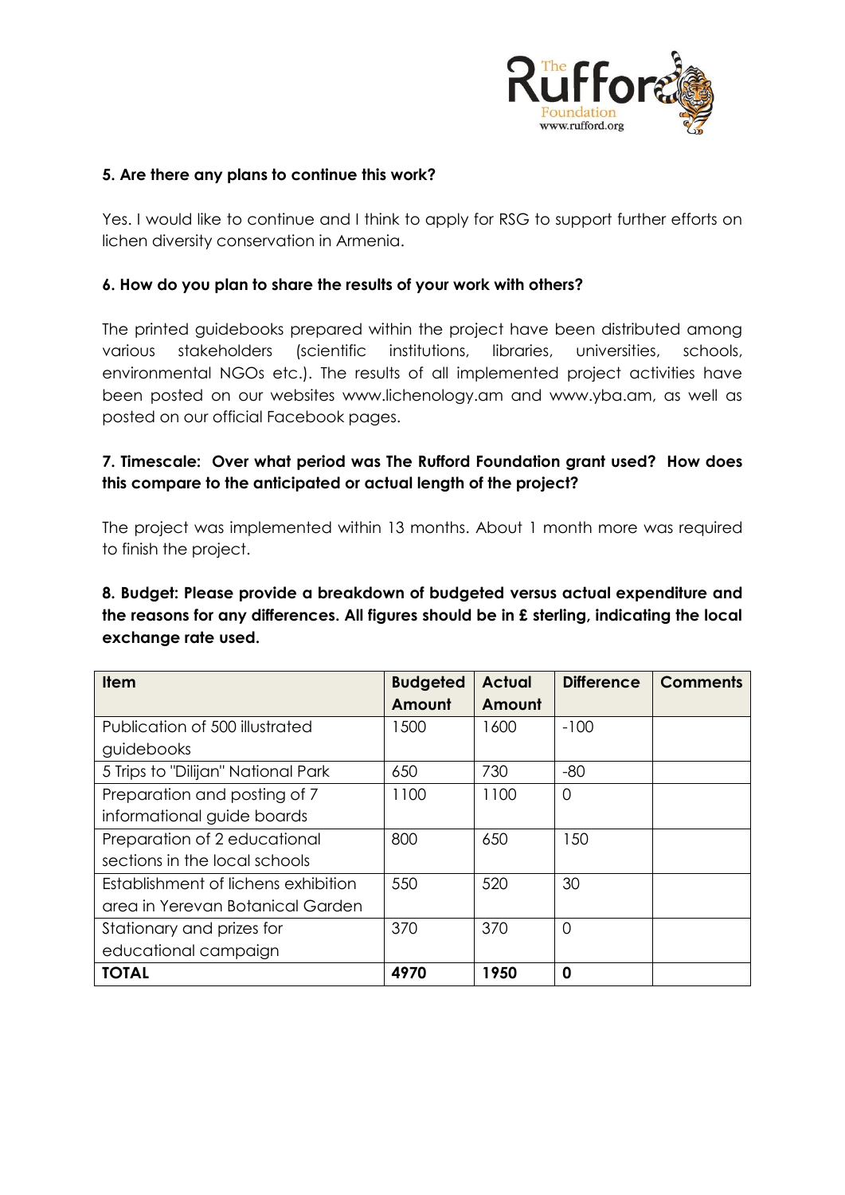**5. Are there any plans to continue this work?**

Yes. I would like to continue and I think to apply for RSG to support further efforts on lichen diversity conservation in Armenia.

**6. How do you plan to share the results of your work with others?**

The printed guidebooks prepared within the project have been distributed among various stakeholders (scientific institutions, libraries, universities, schools, environmental NGOs etc.). The results of all implemented project activities have been posted on our websites www.lichenology.am and www.yba.am, as well as posted on our official Facebook pages.

**7. Timescale: Over what period was The Rufford Foundation grant used? How does this compare to the anticipated or actual length of the project?**

The project was implemented within 13 months. About 1 month more was required to finish the project.

**8. Budget: Please provide a breakdown of budgeted versus actual expenditure and the reasons for any differences. All figures should be in £ sterling, indicating the local exchange rate used.**

| Item | Budgeted Amount | Actual Amount | Difference | Comments |
|---|---|---|---|---|
| Publication of 500 illustrated guidebooks | 1500 | 1600 | -100 | |
| 5 Trips to "Dilijan" National Park | 650 | 730 | -80 | |
| Preparation and posting of 7 informational guide boards | 1100 | 1100 | 0 | |
| Preparation of 2 educational sections in the local schools | 800 | 650 | 150 | |
| Establishment of lichens exhibition area in Yerevan Botanical Garden | 550 | 520 | 30 | |
| Stationary and prizes for educational campaign | 370 | 370 | 0 | |
| **TOTAL** | **4970** | **1950** | **0** | |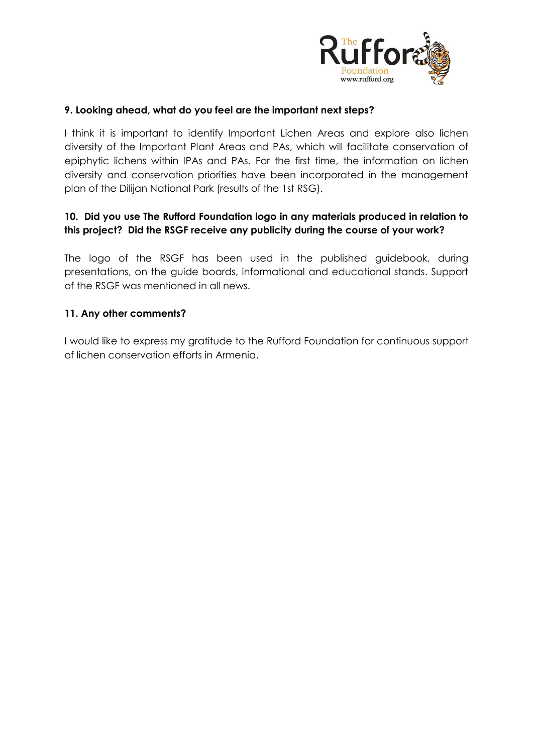**9. Looking ahead, what do you feel are the important next steps?**

I think it is important to identify Important Lichen Areas and explore also lichen diversity of the Important Plant Areas and PAs, which will facilitate conservation of epiphytic lichens within IPAs and PAs. For the first time, the information on lichen diversity and conservation priorities have been incorporated in the management plan of the Dilijan National Park (results of the 1st RSG).

**10. Did you use The Rufford Foundation logo in any materials produced in relation to this project? Did the RSGF receive any publicity during the course of your work?**

The logo of the RSGF has been used in the published guidebook, during presentations, on the guide boards, informational and educational stands. Support of the RSGF was mentioned in all news.

**11. Any other comments?**

I would like to express my gratitude to the Rufford Foundation for continuous support of lichen conservation efforts in Armenia.